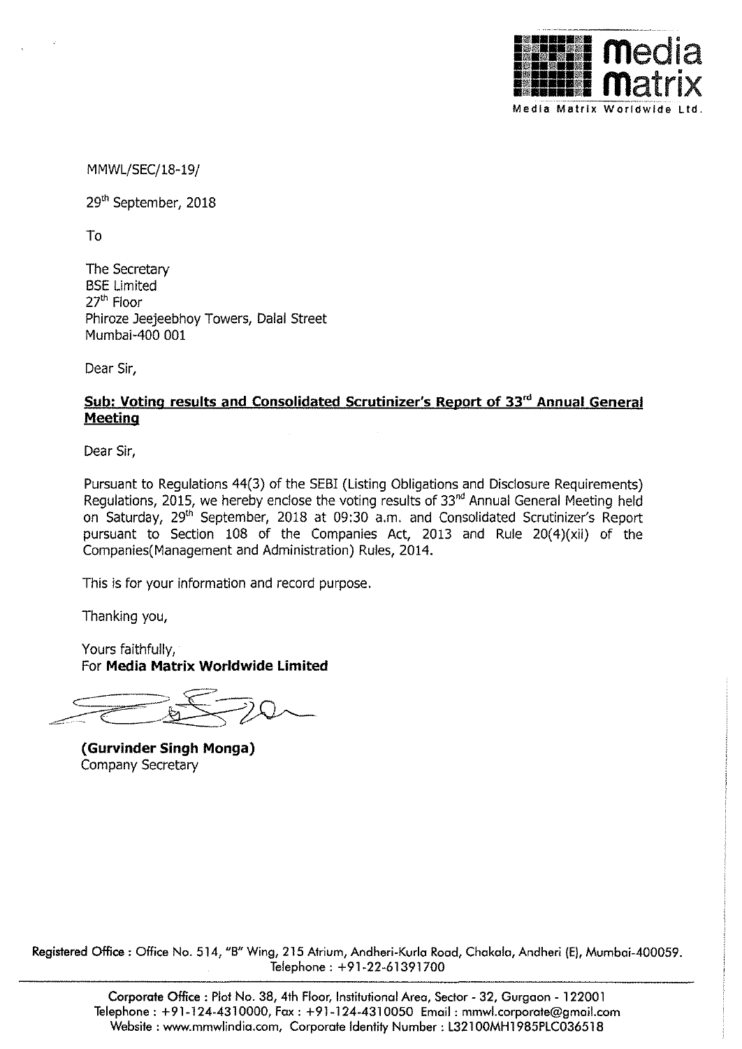media matrix

Media Matrix Worldwide Ltd.

MMWL/SEC/18-19/

29th September, 2018

To

The Secretary
BSE Limited
27th Floor
Phiroze Jeejeebhoy Towers, Dalal Street
Mumbai-400 001

Dear Sir,

**Sub: Voting results and Consolidated Scrutinizer's Report of 33rd Annual General Meeting**

Dear Sir,

Pursuant to Regulations 44(3) of the SEBI (Listing Obligations and Disclosure Requirements) Regulations, 2015, we hereby enclose the voting results of 33rd Annual General Meeting held on Saturday, 29th September, 2018 at 09:30 a.m. and Consolidated Scrutinizer's Report pursuant to Section 108 of the Companies Act, 2013 and Rule 20(4)(xii) of the Companies(Management and Administration) Rules, 2014.

This is for your information and record purpose.

Thanking you,

Yours faithfully,
For **Media Matrix Worldwide Limited**

**(Gurvinder Singh Monga)**
Company Secretary

Registered Office : Office No. 514, "B" Wing, 215 Atrium, Andheri-Kurla Road, Chakala, Andheri (E), Mumbai-400059. Telephone : +91-22-61391700

Corporate Office : Plot No. 38, 4th Floor, Institutional Area, Sector - 32, Gurgaon - 122001
Telephone : +91-124-4310000, Fax : +91-124-4310050 Email : mmwl.corporate@gmail.com
Website : www.mmwlindia.com, Corporate Identity Number : L32100MH1985PLC036518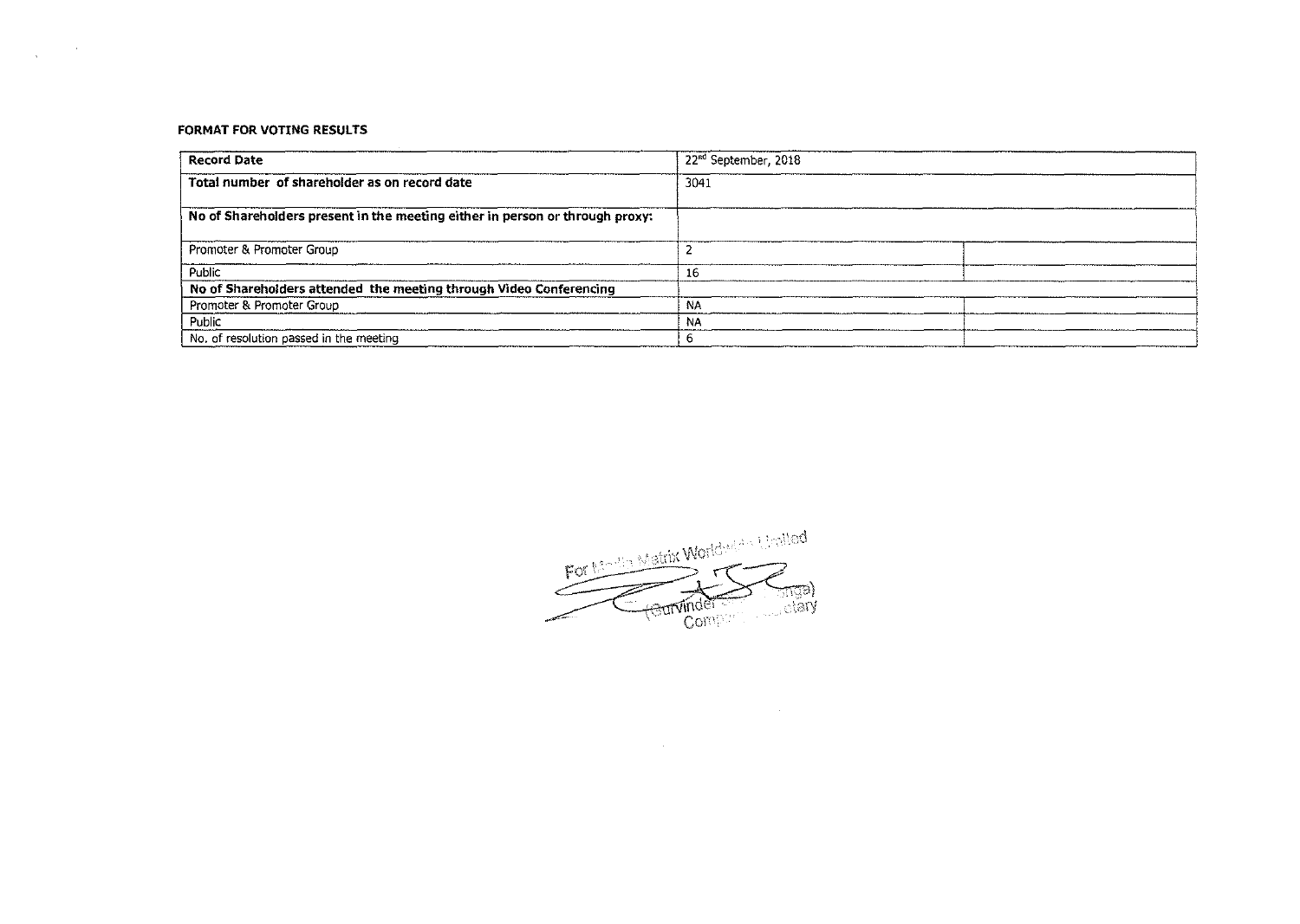**FORMAT FOR VOTING RESULTS**

| **Record Date** | 22nd September, 2018 | |
|---|---|---|
| **Total number of shareholder as on record date** | 3041 | |
| **No of Shareholders present in the meeting either in person or through proxy:** | | |
| Promoter & Promoter Group | 2 | |
| Public | 16 | |
| **No of Shareholders attended the meeting through Video Conferencing** | | |
| Promoter & Promoter Group | NA | |
| Public | NA | |
| No. of resolution passed in the meeting | 6 | |

For Media Matrix Worldwide Limited

(Gurvinder Singh Monga)
Company Secretary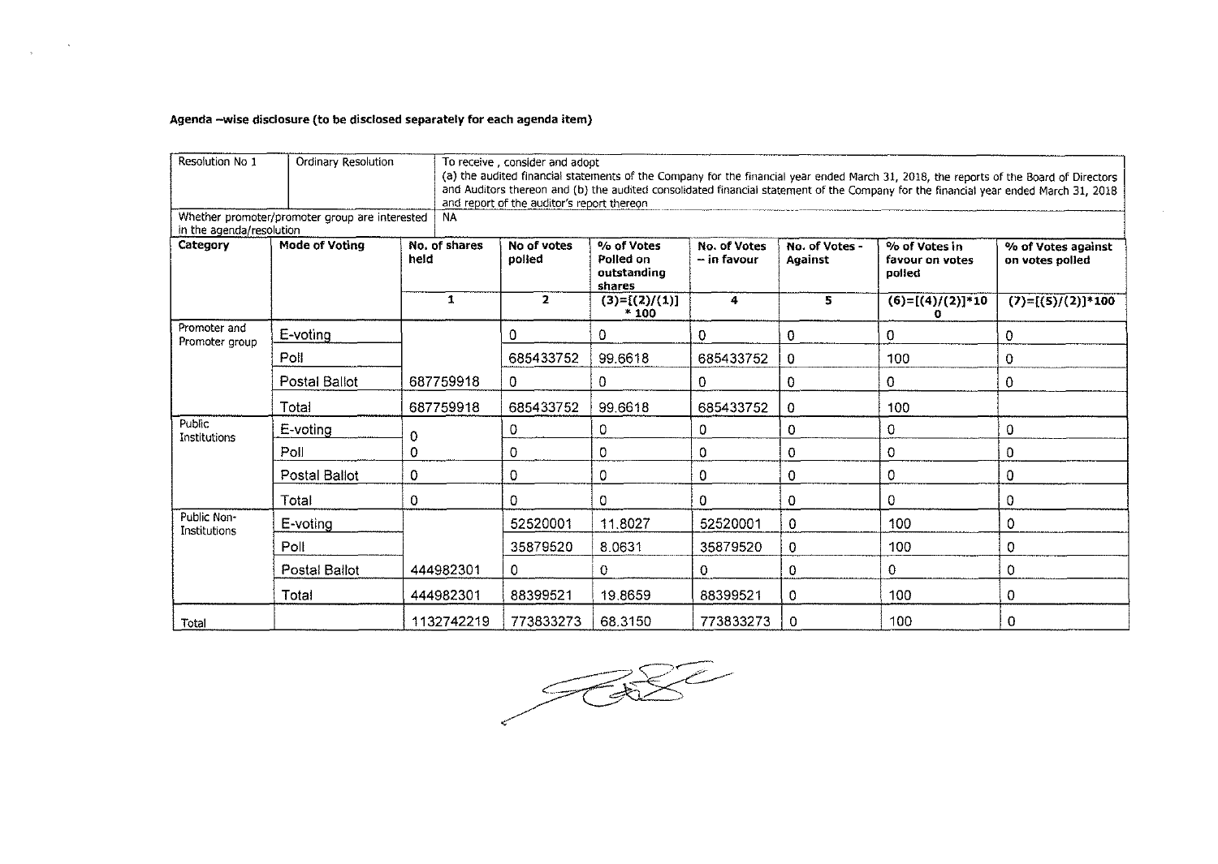**Agenda –wise disclosure (to be disclosed separately for each agenda item)**

| Resolution No 1 | Ordinary Resolution | To receive , consider and adopt<br>(a) the audited financial statements of the Company for the financial year ended March 31, 2018, the reports of the Board of Directors and Auditors thereon and (b) the audited consolidated financial statement of the Company for the financial year ended March 31, 2018 and report of the auditor's report thereon | | | | | | |
|---|---|---|---|---|---|---|---|---|
| Whether promoter/promoter group are interested in the agenda/resolution | | NA | | | | | | |
| **Category** | **Mode of Voting** | **No. of shares held** | **No of votes polled** | **% of Votes Polled on outstanding shares** | **No. of Votes – in favour** | **No. of Votes - Against** | **% of Votes in favour on votes polled** | **% of Votes against on votes polled** |
| | | **1** | **2** | **(3)=[(2)/(1)] * 100** | **4** | **5** | **(6)=[(4)/(2)]*100** | **(7)=[(5)/(2)]*100** |
| Promoter and Promoter group | E-voting | | 0 | 0 | 0 | 0 | 0 | 0 |
| | Poll | | 685433752 | 99.6618 | 685433752 | 0 | 100 | 0 |
| | Postal Ballot | 687759918 | 0 | 0 | 0 | 0 | 0 | 0 |
| | Total | 687759918 | 685433752 | 99.6618 | 685433752 | 0 | 100 | |
| Public Institutions | E-voting | 0 | 0 | 0 | 0 | 0 | 0 | 0 |
| | Poll | 0 | 0 | 0 | 0 | 0 | 0 | 0 |
| | Postal Ballot | 0 | 0 | 0 | 0 | 0 | 0 | 0 |
| | Total | 0 | 0 | 0 | 0 | 0 | 0 | 0 |
| Public Non-Institutions | E-voting | | 52520001 | 11.8027 | 52520001 | 0 | 100 | 0 |
| | Poll | | 35879520 | 8.0631 | 35879520 | 0 | 100 | 0 |
| | Postal Ballot | 444982301 | 0 | 0 | 0 | 0 | 0 | 0 |
| | Total | 444982301 | 88399521 | 19.8659 | 88399521 | 0 | 100 | 0 |
| Total | | 1132742219 | 773833273 | 68.3150 | 773833273 | 0 | 100 | 0 |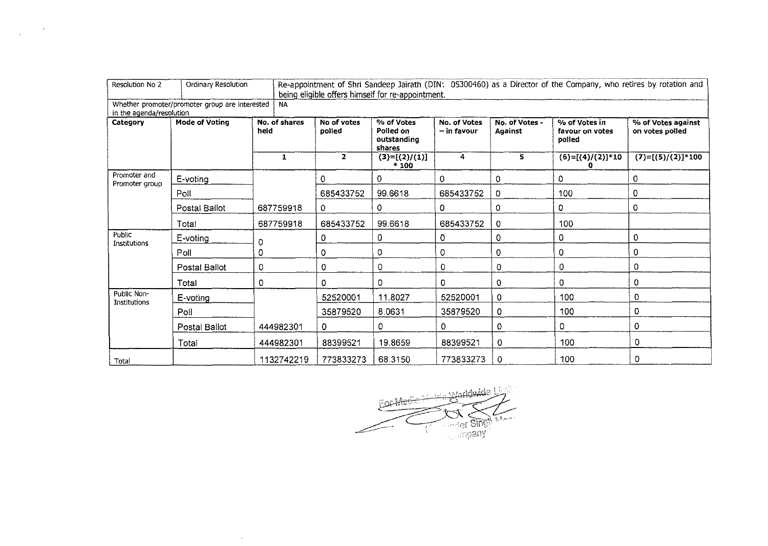| Resolution No 2 | Ordinary Resolution | Re-appointment of Shri Sandeep Jairath (DIN: 05300460) as a Director of the Company, who retires by rotation and being eligible offers himself for re-appointment. | | | | | | |
|---|---|---|---|---|---|---|---|---|
| Whether promoter/promoter group are interested in the agenda/resolution | | NA | | | | | | |
| **Category** | **Mode of Voting** | **No. of shares held** | **No of votes polled** | **% of Votes Polled on outstanding shares** | **No. of Votes – in favour** | **No. of Votes - Against** | **% of Votes in favour on votes polled** | **% of Votes against on votes polled** |
| | | **1** | **2** | **(3)=[(2)/(1)] * 100** | **4** | **5** | **(6)=[(4)/(2)]*100** | **(7)=[(5)/(2)]*100** |
| Promoter and Promoter group | E-voting | | 0 | 0 | 0 | 0 | 0 | 0 |
| | Poll | | 685433752 | 99.6618 | 685433752 | 0 | 100 | 0 |
| | Postal Ballot | 687759918 | 0 | 0 | 0 | 0 | 0 | 0 |
| | Total | 687759918 | 685433752 | 99.6618 | 685433752 | 0 | 100 | |
| Public Institutions | E-voting | 0 | 0 | 0 | 0 | 0 | 0 | 0 |
| | Poll | 0 | 0 | 0 | 0 | 0 | 0 | 0 |
| | Postal Ballot | 0 | 0 | 0 | 0 | 0 | 0 | 0 |
| | Total | 0 | 0 | 0 | 0 | 0 | 0 | 0 |
| Public Non-Institutions | E-voting | | 52520001 | 11.8027 | 52520001 | 0 | 100 | 0 |
| | Poll | | 35879520 | 8.0631 | 35879520 | 0 | 100 | 0 |
| | Postal Ballot | 444982301 | 0 | 0 | 0 | 0 | 0 | 0 |
| | Total | 444982301 | 88399521 | 19.8659 | 88399521 | 0 | 100 | 0 |
| Total | | 1132742219 | 773833273 | 68.3150 | 773833273 | 0 | 100 | 0 |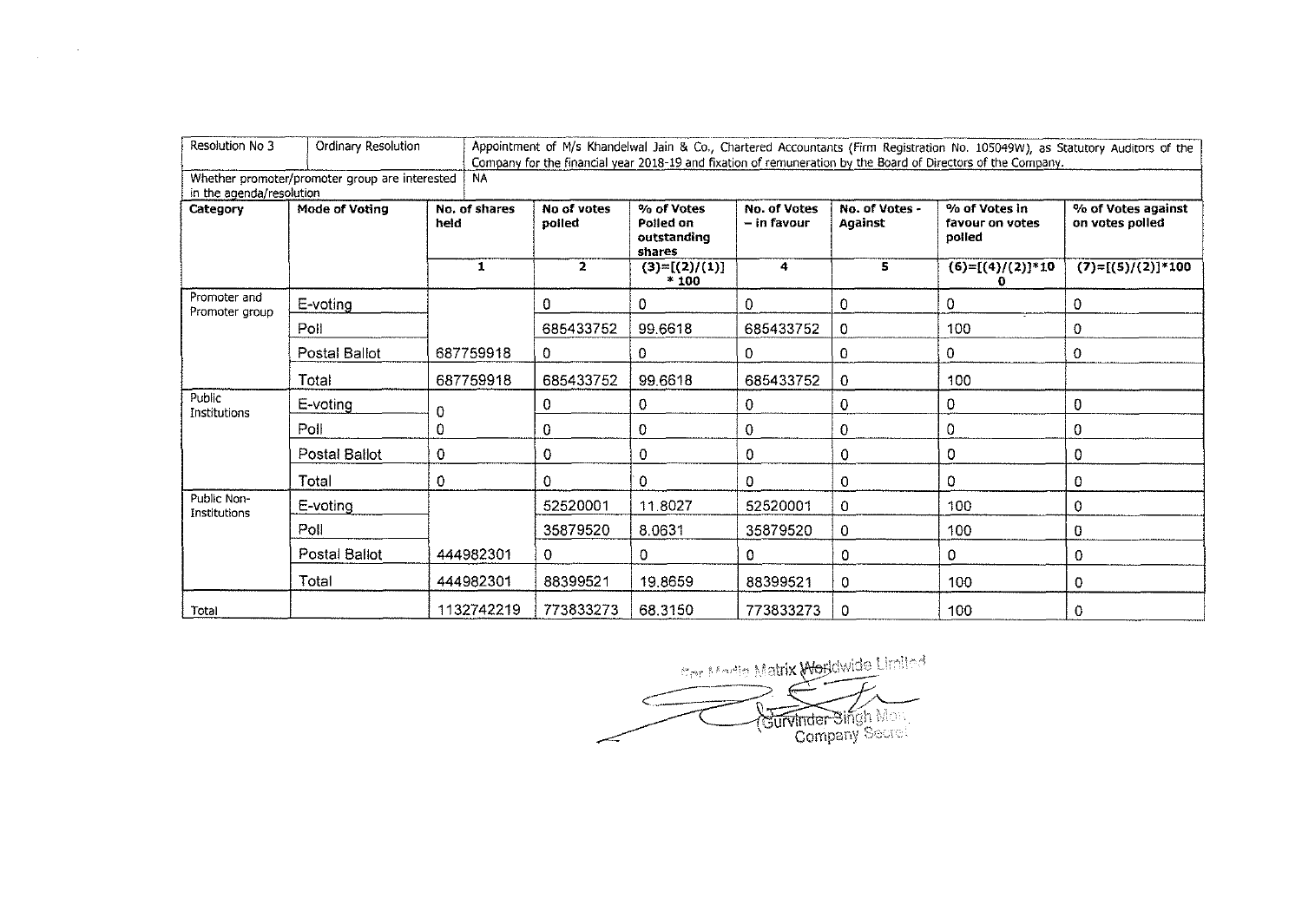| Resolution No 3 | Ordinary Resolution | Appointment of M/s Khandelwal Jain & Co., Chartered Accountants (Firm Registration No. 105049W), as Statutory Auditors of the Company for the financial year 2018-19 and fixation of remuneration by the Board of Directors of the Company. | | | | | | |
|---|---|---|---|---|---|---|---|---|
| Whether promoter/promoter group are interested in the agenda/resolution | | NA | | | | | | |
| **Category** | **Mode of Voting** | **No. of shares held** | **No of votes polled** | **% of Votes Polled on outstanding shares** | **No. of Votes – in favour** | **No. of Votes - Against** | **% of Votes in favour on votes polled** | **% of Votes against on votes polled** |
| | | **1** | **2** | **(3)=[(2)/(1)] * 100** | **4** | **5** | **(6)=[(4)/(2)]*100** | **(7)=[(5)/(2)]*100** |
| Promoter and Promoter group | E-voting | | 0 | 0 | 0 | 0 | 0 | 0 |
| | Poll | | 685433752 | 99.6618 | 685433752 | 0 | 100 | 0 |
| | Postal Ballot | 687759918 | 0 | 0 | 0 | 0 | 0 | 0 |
| | Total | 687759918 | 685433752 | 99.6618 | 685433752 | 0 | 100 | |
| Public Institutions | E-voting | 0 | 0 | 0 | 0 | 0 | 0 | 0 |
| | Poll | 0 | 0 | 0 | 0 | 0 | 0 | 0 |
| | Postal Ballot | 0 | 0 | 0 | 0 | 0 | 0 | 0 |
| | Total | 0 | 0 | 0 | 0 | 0 | 0 | 0 |
| Public Non-Institutions | E-voting | | 52520001 | 11.8027 | 52520001 | 0 | 100 | 0 |
| | Poll | | 35879520 | 8.0631 | 35879520 | 0 | 100 | 0 |
| | Postal Ballot | 444982301 | 0 | 0 | 0 | 0 | 0 | 0 |
| | Total | 444982301 | 88399521 | 19.8659 | 88399521 | 0 | 100 | 0 |
| Total | | 1132742219 | 773833273 | 68.3150 | 773833273 | 0 | 100 | 0 |

For Media Matrix Worldwide Limited

(Gurvinder Singh Monga)
Company Secretary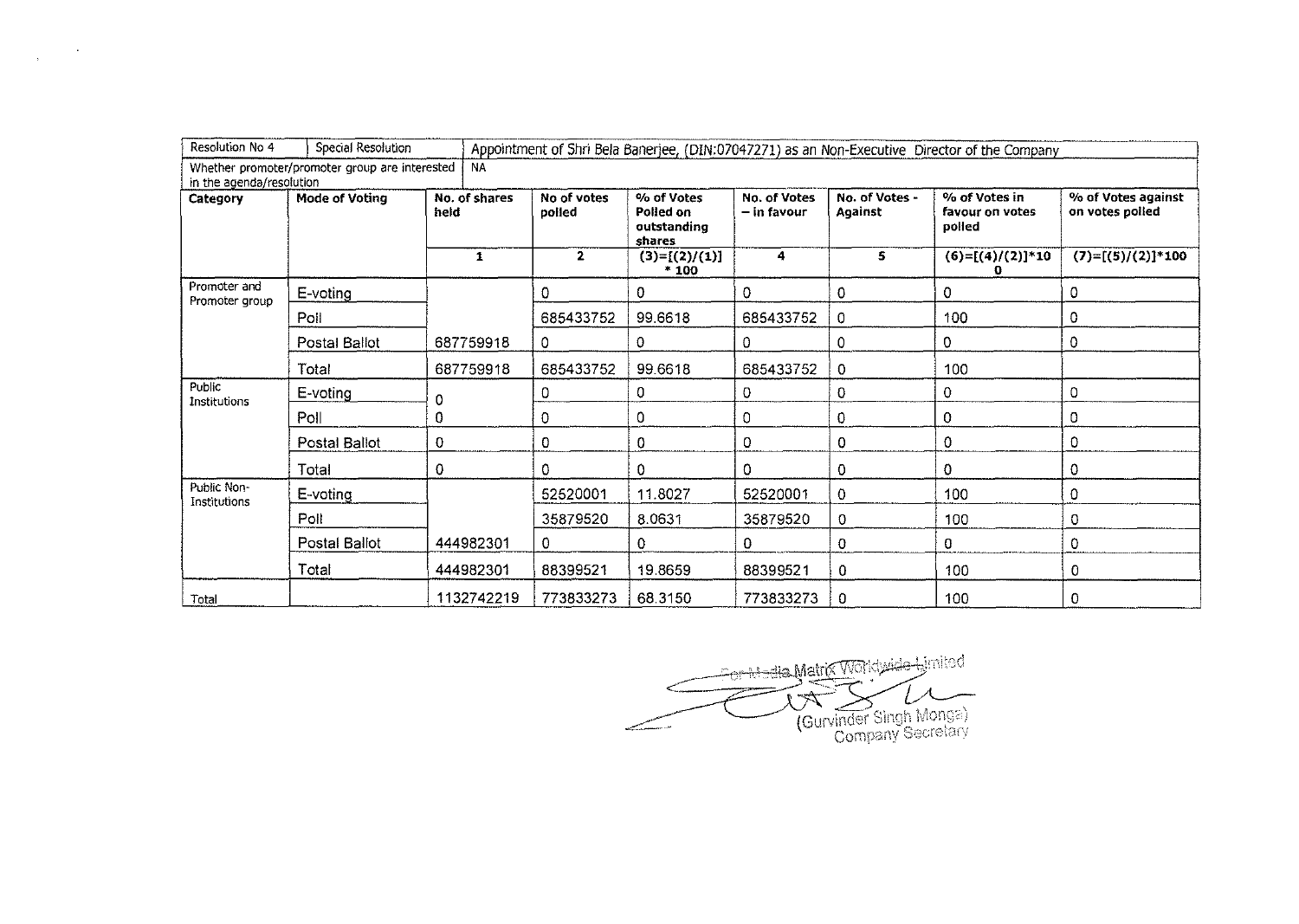| Resolution No 4 | Special Resolution | Appointment of Shri Bela Banerjee, (DIN:07047271) as an Non-Executive Director of the Company | | | | | | |
|---|---|---|---|---|---|---|---|---|
| Whether promoter/promoter group are interested in the agenda/resolution | | NA | | | | | | |
| Category | Mode of Voting | No. of shares held | No of votes polled | % of Votes Polled on outstanding shares | No. of Votes – in favour | No. of Votes - Against | % of Votes in favour on votes polled | % of Votes against on votes polled |
| | | 1 | 2 | (3)=[(2)/(1)] * 100 | 4 | 5 | (6)=[(4)/(2)]*100 | (7)=[(5)/(2)]*100 |
| Promoter and Promoter group | E-voting | | 0 | 0 | 0 | 0 | 0 | 0 |
| | Poll | | 685433752 | 99.6618 | 685433752 | 0 | 100 | 0 |
| | Postal Ballot | 687759918 | 0 | 0 | 0 | 0 | 0 | 0 |
| | Total | 687759918 | 685433752 | 99.6618 | 685433752 | 0 | 100 | |
| Public Institutions | E-voting | 0 | 0 | 0 | 0 | 0 | 0 | 0 |
| | Poll | 0 | 0 | 0 | 0 | 0 | 0 | 0 |
| | Postal Ballot | 0 | 0 | 0 | 0 | 0 | 0 | 0 |
| | Total | 0 | 0 | 0 | 0 | 0 | 0 | 0 |
| Public Non-Institutions | E-voting | | 52520001 | 11.8027 | 52520001 | 0 | 100 | 0 |
| | Poll | | 35879520 | 8.0631 | 35879520 | 0 | 100 | 0 |
| | Postal Ballot | 444982301 | 0 | 0 | 0 | 0 | 0 | 0 |
| | Total | 444982301 | 88399521 | 19.8659 | 88399521 | 0 | 100 | 0 |
| Total | | 1132742219 | 773833273 | 68.3150 | 773833273 | 0 | 100 | 0 |

For Media Matrix Worldwide Limited

(Gurvinder Singh Monga)
Company Secretary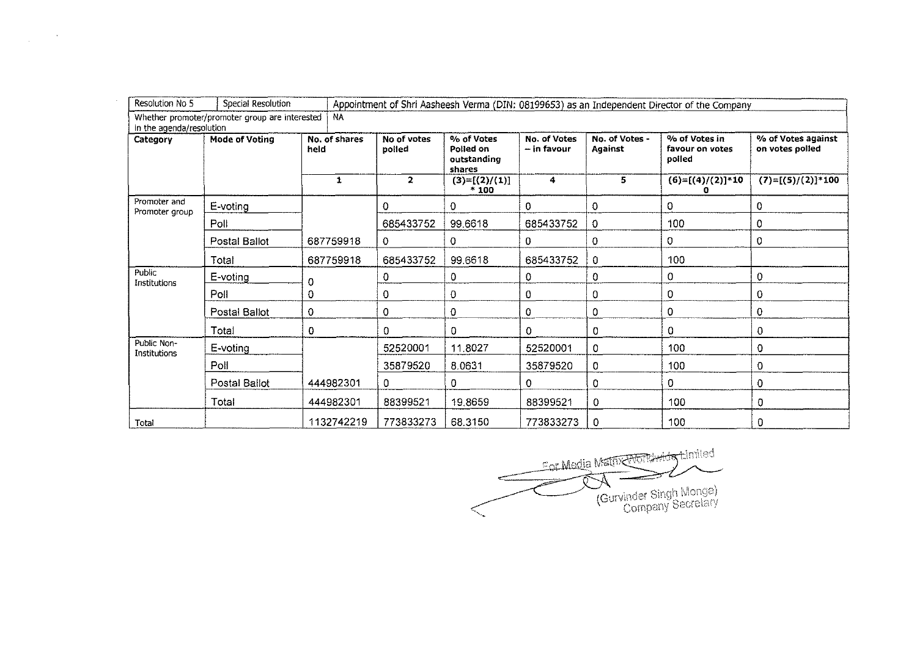| Resolution No 5 | Special Resolution | Appointment of Shri Aasheesh Verma (DIN: 08199653) as an Independent Director of the Company | | | | | |
|---|---|---|---|---|---|---|---|
| Whether promoter/promoter group are interested in the agenda/resolution | | NA | | | | | |
| **Category** | **Mode of Voting** | **No. of shares held** | **No of votes polled** | **% of Votes Polled on outstanding shares** | **No. of Votes – in favour** | **No. of Votes - Against** | **% of Votes in favour on votes polled** |
| | | 1 | 2 | (3)=[(2)/(1)] * 100 | 4 | 5 | (6)=[(4)/(2)]*100 |
| Promoter and Promoter group | E-voting | | 0 | 0 | 0 | 0 | 0 |
| | Poll | | 685433752 | 99.6618 | 685433752 | 0 | 100 |
| | Postal Ballot | 687759918 | 0 | 0 | 0 | 0 | 0 |
| | Total | 687759918 | 685433752 | 99.6618 | 685433752 | 0 | 100 |
| Public Institutions | E-voting | 0 | 0 | 0 | 0 | 0 | 0 |
| | Poll | 0 | 0 | 0 | 0 | 0 | 0 |
| | Postal Ballot | 0 | 0 | 0 | 0 | 0 | 0 |
| | Total | 0 | 0 | 0 | 0 | 0 | 0 |
| Public Non-Institutions | E-voting | | 52520001 | 11.8027 | 52520001 | 0 | 100 |
| | Poll | | 35879520 | 8.0631 | 35879520 | 0 | 100 |
| | Postal Ballot | 444982301 | 0 | 0 | 0 | 0 | 0 |
| | Total | 444982301 | 88399521 | 19.8659 | 88399521 | 0 | 100 |
| Total | | 1132742219 | 773833273 | 68.3150 | 773833273 | 0 | 100 |

| **% of Votes against on votes polled** |
|---|
| (7)=[(5)/(2)]*100 |
| 0 |
| 0 |
| 0 |
| |
| 0 |
| 0 |
| 0 |
| 0 |
| 0 |
| 0 |
| 0 |
| 0 |
| 0 |

For Media Matrix Worldwide Limited

(Gurvinder Singh Monga)
Company Secretary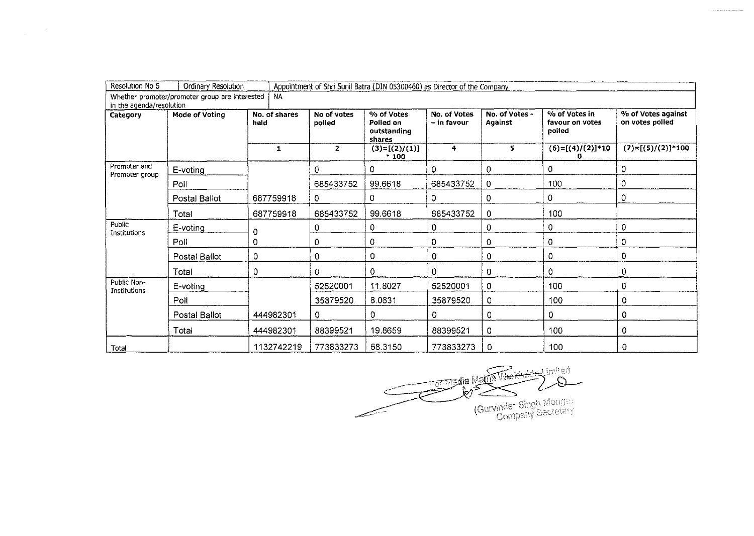| Resolution No 6 | Ordinary Resolution | Appointment of Shri Sunil Batra (DIN 05300460) as Director of the Company | | | | | |
|---|---|---|---|---|---|---|---|
| Whether promoter/promoter group are interested in the agenda/resolution | | NA | | | | | |
| **Category** | **Mode of Voting** | **No. of shares held** | **No of votes polled** | **% of Votes Polled on outstanding shares** | **No. of Votes – in favour** | **No. of Votes - Against** | **% of Votes in favour on votes polled** | **% of Votes against on votes polled** |
| | | 1 | 2 | (3)=[(2)/(1)] * 100 | 4 | 5 | (6)=[(4)/(2)]*100 | (7)=[(5)/(2)]*100 |
| Promoter and Promoter group | E-voting | | 0 | 0 | 0 | 0 | 0 | 0 |
| | Poll | | 685433752 | 99.6618 | 685433752 | 0 | 100 | 0 |
| | Postal Ballot | 687759918 | 0 | 0 | 0 | 0 | 0 | 0 |
| | Total | 687759918 | 685433752 | 99.6618 | 685433752 | 0 | 100 | |
| Public Institutions | E-voting | 0 | 0 | 0 | 0 | 0 | 0 | 0 |
| | Poll | 0 | 0 | 0 | 0 | 0 | 0 | 0 |
| | Postal Ballot | 0 | 0 | 0 | 0 | 0 | 0 | 0 |
| | Total | 0 | 0 | 0 | 0 | 0 | 0 | 0 |
| Public Non-Institutions | E-voting | | 52520001 | 11.8027 | 52520001 | 0 | 100 | 0 |
| | Poll | | 35879520 | 8.0631 | 35879520 | 0 | 100 | 0 |
| | Postal Ballot | 444982301 | 0 | 0 | 0 | 0 | 0 | 0 |
| | Total | 444982301 | 88399521 | 19.8659 | 88399521 | 0 | 100 | 0 |
| Total | | 1132742219 | 773833273 | 68.3150 | 773833273 | 0 | 100 | 0 |

For Media Matrix Worldwide Limited

(Gurvinder Singh Monga)
Company Secretary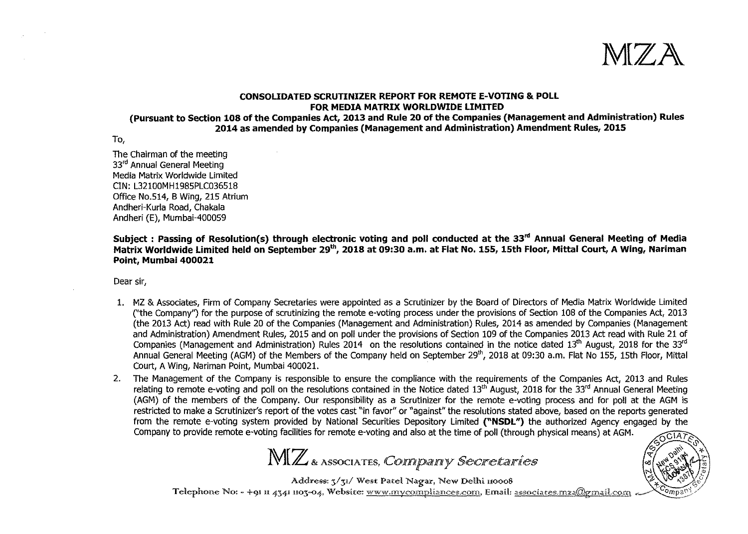MZA

**CONSOLIDATED SCRUTINIZER REPORT FOR REMOTE E-VOTING & POLL FOR MEDIA MATRIX WORLDWIDE LIMITED**

**(Pursuant to Section 108 of the Companies Act, 2013 and Rule 20 of the Companies (Management and Administration) Rules 2014 as amended by Companies (Management and Administration) Amendment Rules, 2015**

To,

The Chairman of the meeting
33rd Annual General Meeting
Media Matrix Worldwide Limited
CIN: L32100MH1985PLC036518
Office No.514, B Wing, 215 Atrium
Andheri-Kurla Road, Chakala
Andheri (E), Mumbai-400059

**Subject : Passing of Resolution(s) through electronic voting and poll conducted at the 33rd Annual General Meeting of Media Matrix Worldwide Limited held on September 29th, 2018 at 09:30 a.m. at Flat No. 155, 15th Floor, Mittal Court, A Wing, Nariman Point, Mumbai 400021**

Dear sir,

1. MZ & Associates, Firm of Company Secretaries were appointed as a Scrutinizer by the Board of Directors of Media Matrix Worldwide Limited ("the Company") for the purpose of scrutinizing the remote e-voting process under the provisions of Section 108 of the Companies Act, 2013 (the 2013 Act) read with Rule 20 of the Companies (Management and Administration) Rules, 2014 as amended by Companies (Management and Administration) Amendment Rules, 2015 and on poll under the provisions of Section 109 of the Companies 2013 Act read with Rule 21 of Companies (Management and Administration) Rules 2014 on the resolutions contained in the notice dated 13th August, 2018 for the 33rd Annual General Meeting (AGM) of the Members of the Company held on September 29th, 2018 at 09:30 a.m. Flat No 155, 15th Floor, Mittal Court, A Wing, Nariman Point, Mumbai 400021.
2. The Management of the Company is responsible to ensure the compliance with the requirements of the Companies Act, 2013 and Rules relating to remote e-voting and poll on the resolutions contained in the Notice dated 13th August, 2018 for the 33rd Annual General Meeting (AGM) of the members of the Company. Our responsibility as a Scrutinizer for the remote e-voting process and for poll at the AGM is restricted to make a Scrutinizer's report of the votes cast "in favor" or "against" the resolutions stated above, based on the reports generated from the remote e-voting system provided by National Securities Depository Limited **("NSDL")** the authorized Agency engaged by the Company to provide remote e-voting facilities for remote e-voting and also at the time of poll (through physical means) at AGM.

MZ & ASSOCIATES, *Company Secretaries*

Address: 3/31/ West Patel Nagar, New Delhi 110008
Telephone No: - +91 11 4341 1103-04, Website: www.mycompliances.com, Email: associates.mza@gmail.com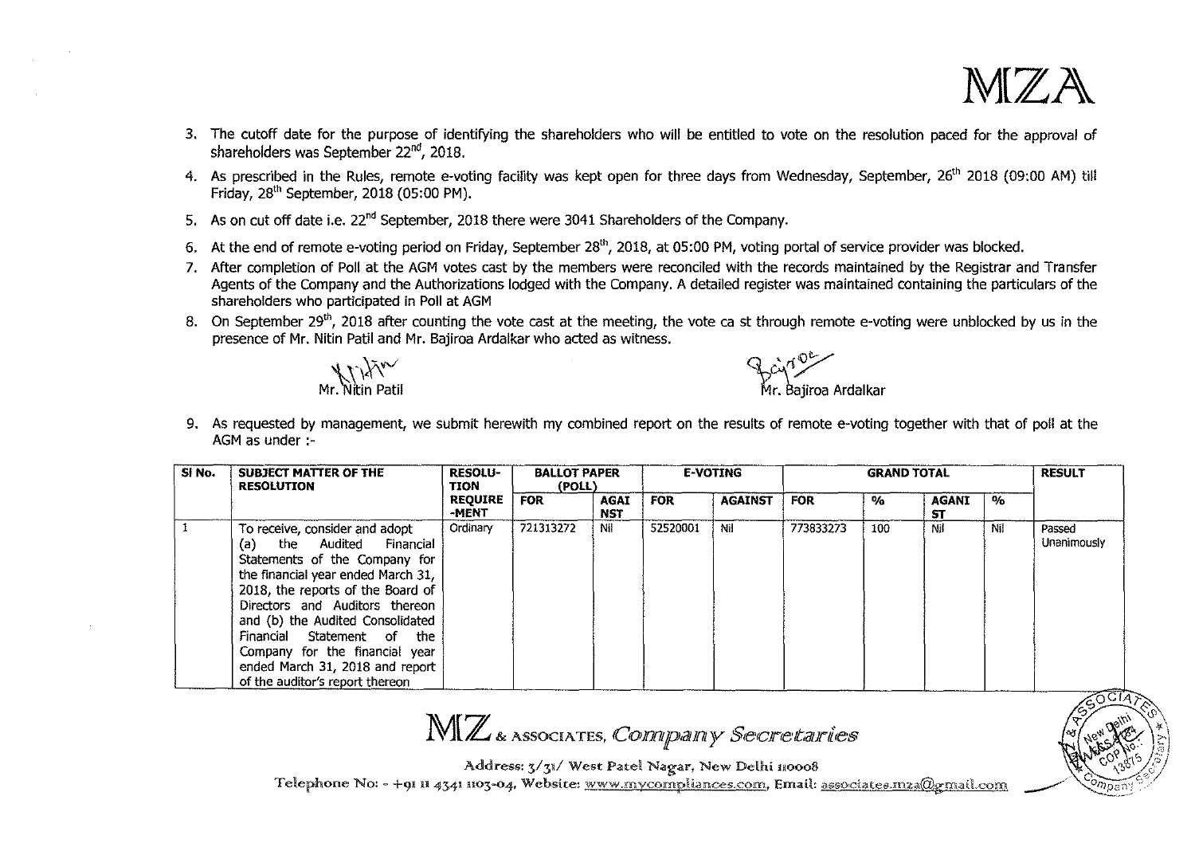3. The cutoff date for the purpose of identifying the shareholders who will be entitled to vote on the resolution paced for the approval of shareholders was September 22[nd], 2018.
4. As prescribed in the Rules, remote e-voting facility was kept open for three days from Wednesday, September, 26[th] 2018 (09:00 AM) till Friday, 28[th] September, 2018 (05:00 PM).
5. As on cut off date i.e. 22[nd] September, 2018 there were 3041 Shareholders of the Company.
6. At the end of remote e-voting period on Friday, September 28[th], 2018, at 05:00 PM, voting portal of service provider was blocked.
7. After completion of Poll at the AGM votes cast by the members were reconciled with the records maintained by the Registrar and Transfer Agents of the Company and the Authorizations lodged with the Company. A detailed register was maintained containing the particulars of the shareholders who participated in Poll at AGM
8. On September 29[th], 2018 after counting the vote cast at the meeting, the vote ca st through remote e-voting were unblocked by us in the presence of Mr. Nitin Patil and Mr. Bajiroa Ardalkar who acted as witness.

Mr. Nitin Patil

Mr. Bajiroa Ardalkar

9. As requested by management, we submit herewith my combined report on the results of remote e-voting together with that of poll at the AGM as under :-

| Sl No. | SUBJECT MATTER OF THE RESOLUTION | RESOLU-TION REQUIRE-MENT | BALLOT PAPER (POLL) | | E-VOTING | | GRAND TOTAL | | | | RESULT |
|---|---|---|---|---|---|---|---|---|---|---|---|
| | | | FOR | AGAINST | FOR | AGAINST | FOR | % | AGAINST | % | |
| 1 | To receive, consider and adopt (a) the Audited Financial Statements of the Company for the financial year ended March 31, 2018, the reports of the Board of Directors and Auditors thereon and (b) the Audited Consolidated Financial Statement of the Company for the financial year ended March 31, 2018 and report of the auditor's report thereon | Ordinary | 721313272 | Nil | 52520001 | Nil | 773833273 | 100 | Nil | Nil | Passed Unanimously |

MZ & ASSOCIATES, *Company Secretaries*

Address: 3/31/ West Patel Nagar, New Delhi 110008

Telephone No: - +91 11 4341 1103-04, Website: www.mycompliances.com, Email: associates.mza@gmail.com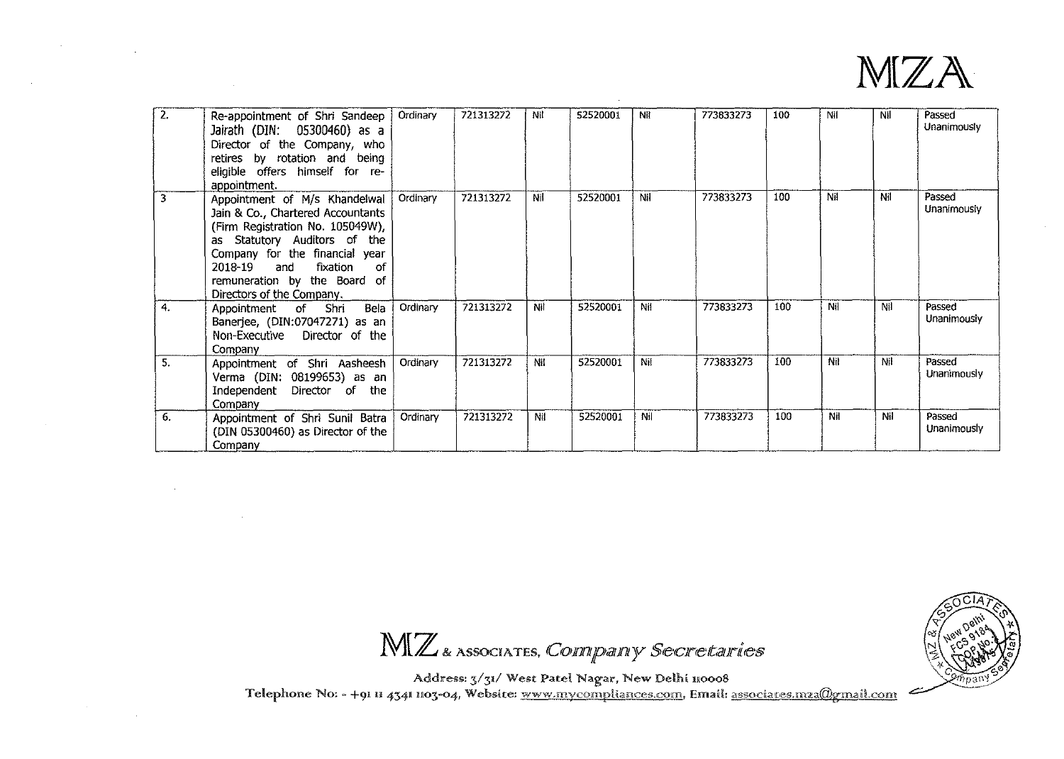| 2. | Re-appointment of Shri Sandeep Jairath (DIN: 05300460) as a Director of the Company, who retires by rotation and being eligible offers himself for re-appointment. | Ordinary | 721313272 | Nil | 52520001 | Nil | 773833273 | 100 | Nil | Nil | Passed Unanimously |
|---|---|---|---|---|---|---|---|---|---|---|---|
| 3 | Appointment of M/s Khandelwal Jain & Co., Chartered Accountants (Firm Registration No. 105049W), as Statutory Auditors of the Company for the financial year 2018-19 and fixation of remuneration by the Board of Directors of the Company. | Ordinary | 721313272 | Nil | 52520001 | Nil | 773833273 | 100 | Nil | Nil | Passed Unanimously |
| 4. | Appointment of Shri Bela Banerjee, (DIN:07047271) as an Non-Executive Director of the Company | Ordinary | 721313272 | Nil | 52520001 | Nil | 773833273 | 100 | Nil | Nil | Passed Unanimously |
| 5. | Appointment of Shri Aasheesh Verma (DIN: 08199653) as an Independent Director of the Company | Ordinary | 721313272 | Nil | 52520001 | Nil | 773833273 | 100 | Nil | Nil | Passed Unanimously |
| 6. | Appointment of Shri Sunil Batra (DIN 05300460) as Director of the Company | Ordinary | 721313272 | Nil | 52520001 | Nil | 773833273 | 100 | Nil | Nil | Passed Unanimously |

MZ & ASSOCIATES, *Company Secretaries*

Address: 3/31/ West Patel Nagar, New Delhi 110008

Telephone No: - +91 11 4341 1103-04, Website: www.mycompliances.com, Email: associates.mza@gmail.com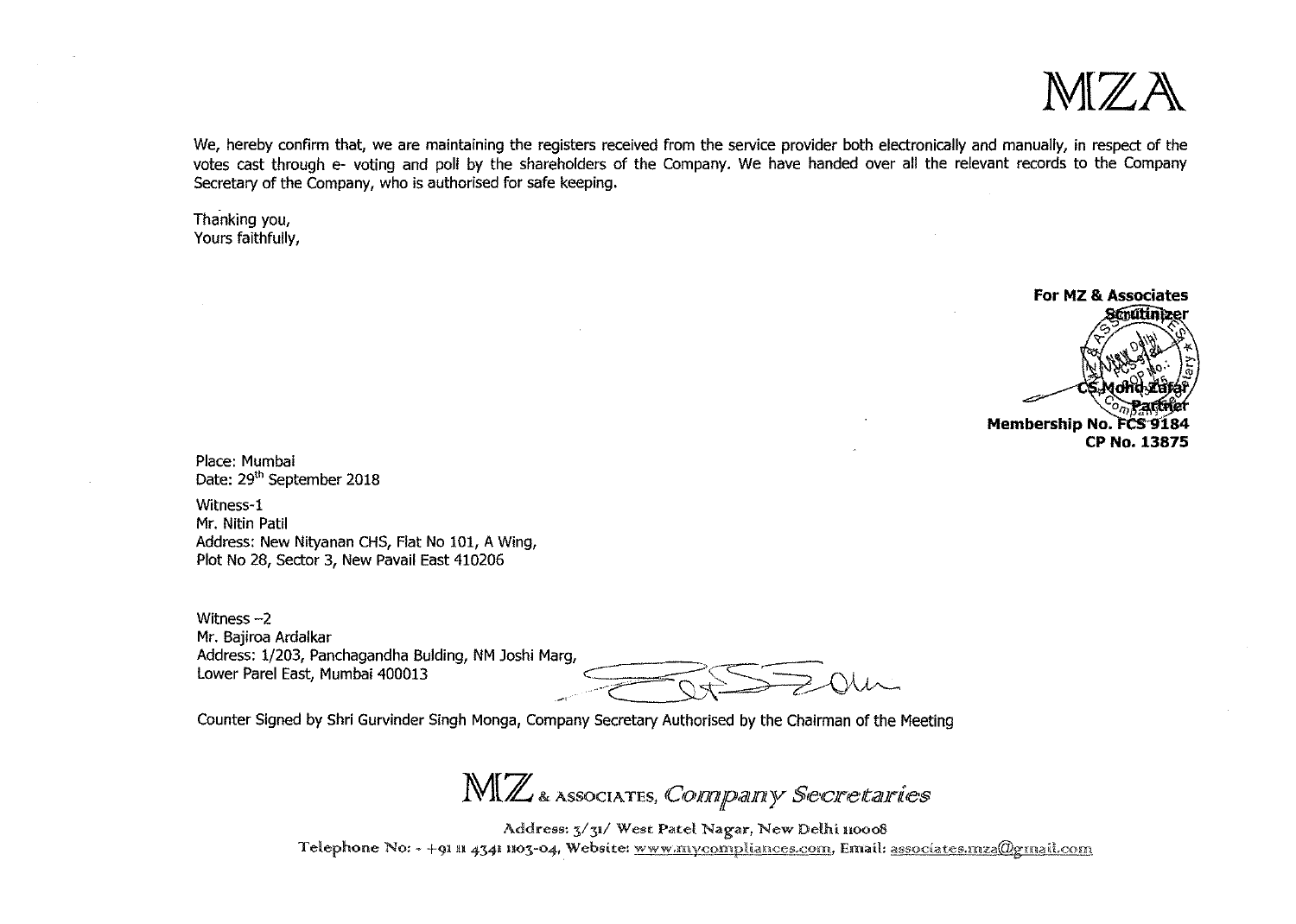We, hereby confirm that, we are maintaining the registers received from the service provider both electronically and manually, in respect of the votes cast through e- voting and poll by the shareholders of the Company. We have handed over all the relevant records to the Company Secretary of the Company, who is authorised for safe keeping.

Thanking you,
Yours faithfully,

**For MZ & Associates**
**Scrutinizer**

**CS Mohd Zafar**
**Partner**
**Membership No. FCS 9184**
**CP No. 13875**

Place: Mumbai
Date: 29th September 2018

Witness-1
Mr. Nitin Patil
Address: New Nityanan CHS, Flat No 101, A Wing,
Plot No 28, Sector 3, New Pavail East 410206

Witness –2
Mr. Bajiroa Ardalkar
Address: 1/203, Panchagandha Bulding, NM Joshi Marg,
Lower Parel East, Mumbai 400013

Counter Signed by Shri Gurvinder Singh Monga, Company Secretary Authorised by the Chairman of the Meeting

MZ & ASSOCIATES, *Company Secretaries*

Address: 3/31/ West Patel Nagar, New Delhi 110008
Telephone No: - +91 11 4341 1103-04, Website: www.mycompliances.com, Email: associates.mza@gmail.com